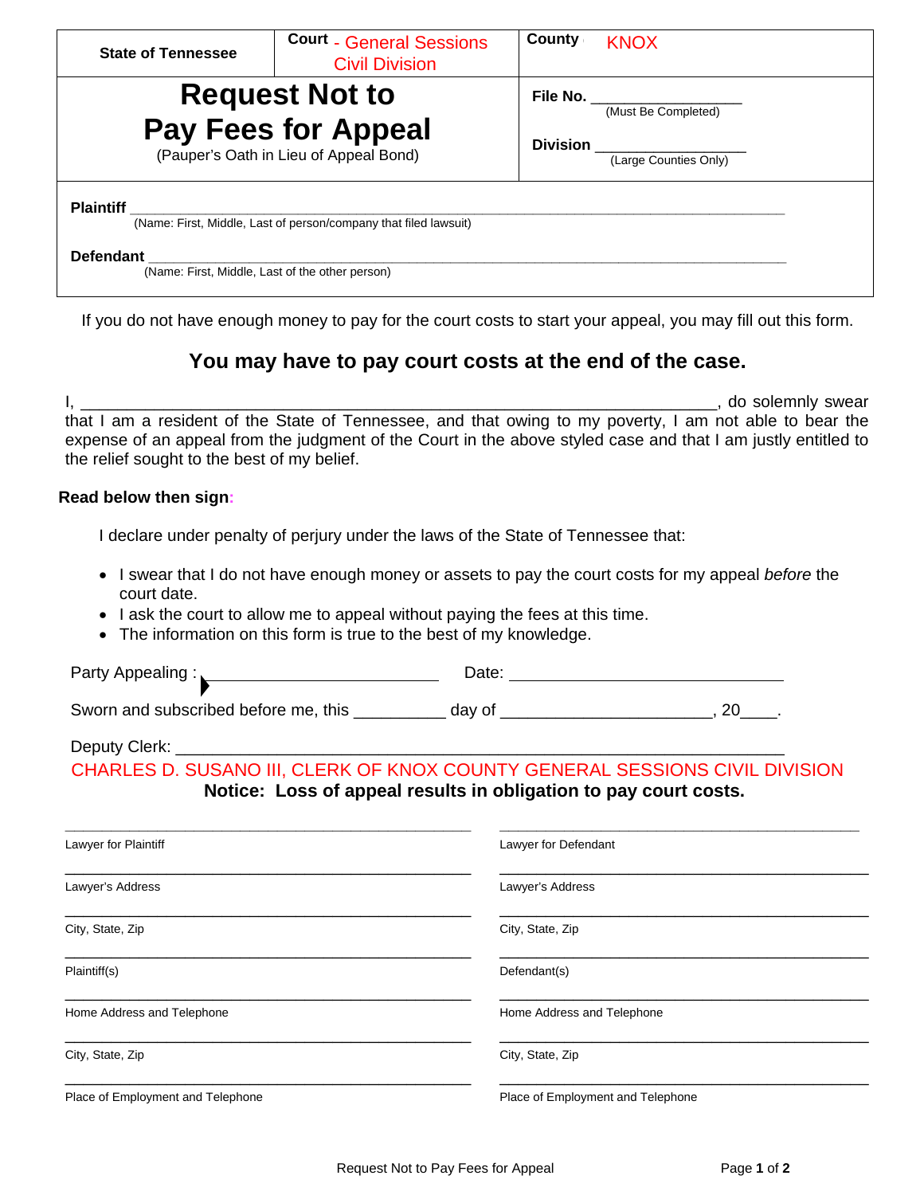| State of Tennessee | Court - General Sessions Civil Division | County KNOX |
|---|---|---|

# Request Not to Pay Fees for Appeal

(Pauper's Oath in Lieu of Appeal Bond)

File No. ________________ (Must Be Completed)

Division ________________ (Large Counties Only)

**Plaintiff** ______________________________________________________________
(Name: First, Middle, Last of person/company that filed lawsuit)

**Defendant** ______________________________________________________________
(Name: First, Middle, Last of the other person)

If you do not have enough money to pay for the court costs to start your appeal, you may fill out this form.

## You may have to pay court costs at the end of the case.

I, ______________________________________________________________, do solemnly swear that I am a resident of the State of Tennessee, and that owing to my poverty, I am not able to bear the expense of an appeal from the judgment of the Court in the above styled case and that I am justly entitled to the relief sought to the best of my belief.

**Read below then sign:**

I declare under penalty of perjury under the laws of the State of Tennessee that:

- I swear that I do not have enough money or assets to pay the court costs for my appeal *before* the court date.
- I ask the court to allow me to appeal without paying the fees at this time.
- The information on this form is true to the best of my knowledge.

Party Appealing : ____________________________ Date: ____________________________

Sworn and subscribed before me, this __________ day of ______________________, 20____.

Deputy Clerk: ______________________________________________________________

CHARLES D. SUSANO III, CLERK OF KNOX COUNTY GENERAL SESSIONS CIVIL DIVISION

**Notice: Loss of appeal results in obligation to pay court costs.**

| | |
|---|---|
| Lawyer for Plaintiff | Lawyer for Defendant |
| Lawyer's Address | Lawyer's Address |
| City, State, Zip | City, State, Zip |
| Plaintiff(s) | Defendant(s) |
| Home Address and Telephone | Home Address and Telephone |
| City, State, Zip | City, State, Zip |
| Place of Employment and Telephone | Place of Employment and Telephone |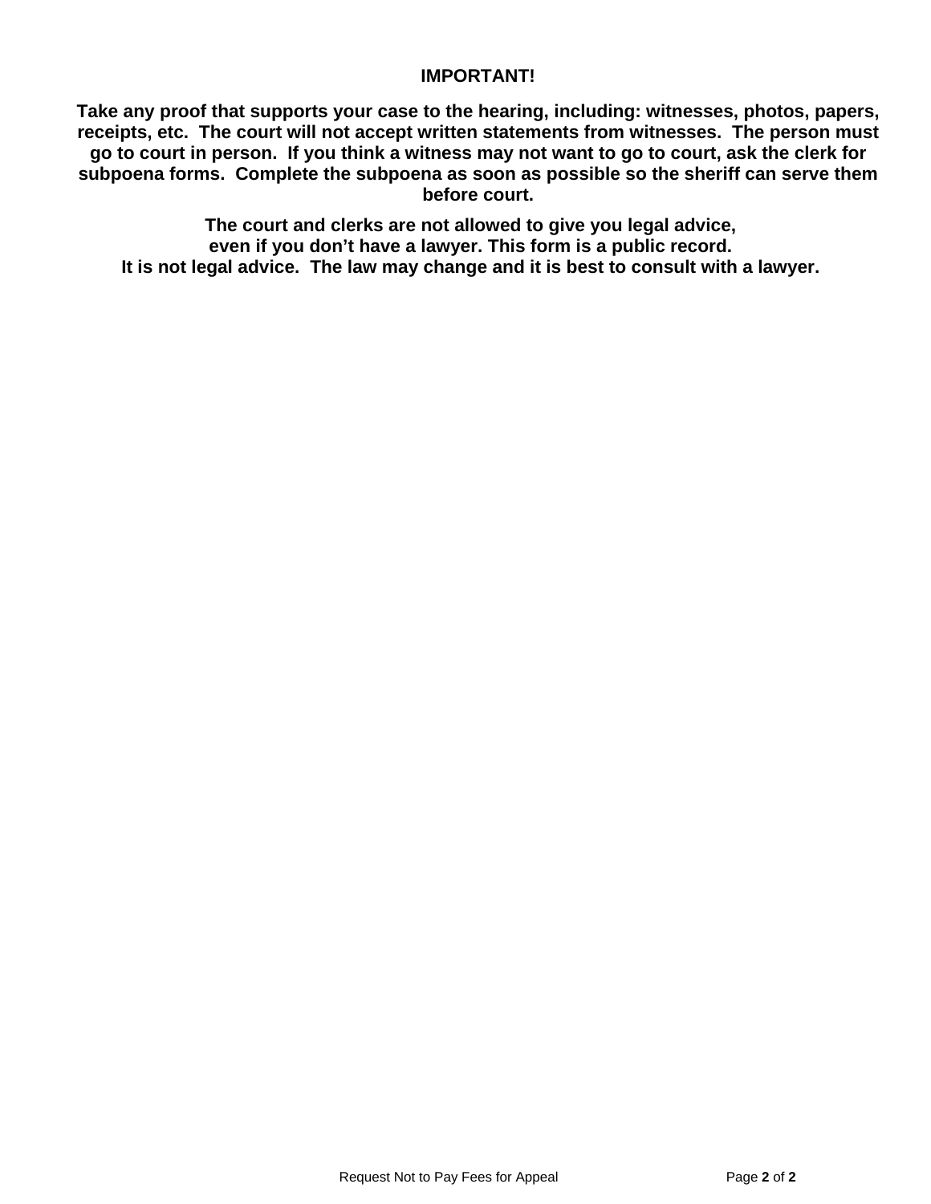**IMPORTANT!**

**Take any proof that supports your case to the hearing, including: witnesses, photos, papers, receipts, etc. The court will not accept written statements from witnesses. The person must go to court in person. If you think a witness may not want to go to court, ask the clerk for subpoena forms. Complete the subpoena as soon as possible so the sheriff can serve them before court.**

**The court and clerks are not allowed to give you legal advice, even if you don't have a lawyer. This form is a public record. It is not legal advice. The law may change and it is best to consult with a lawyer.**